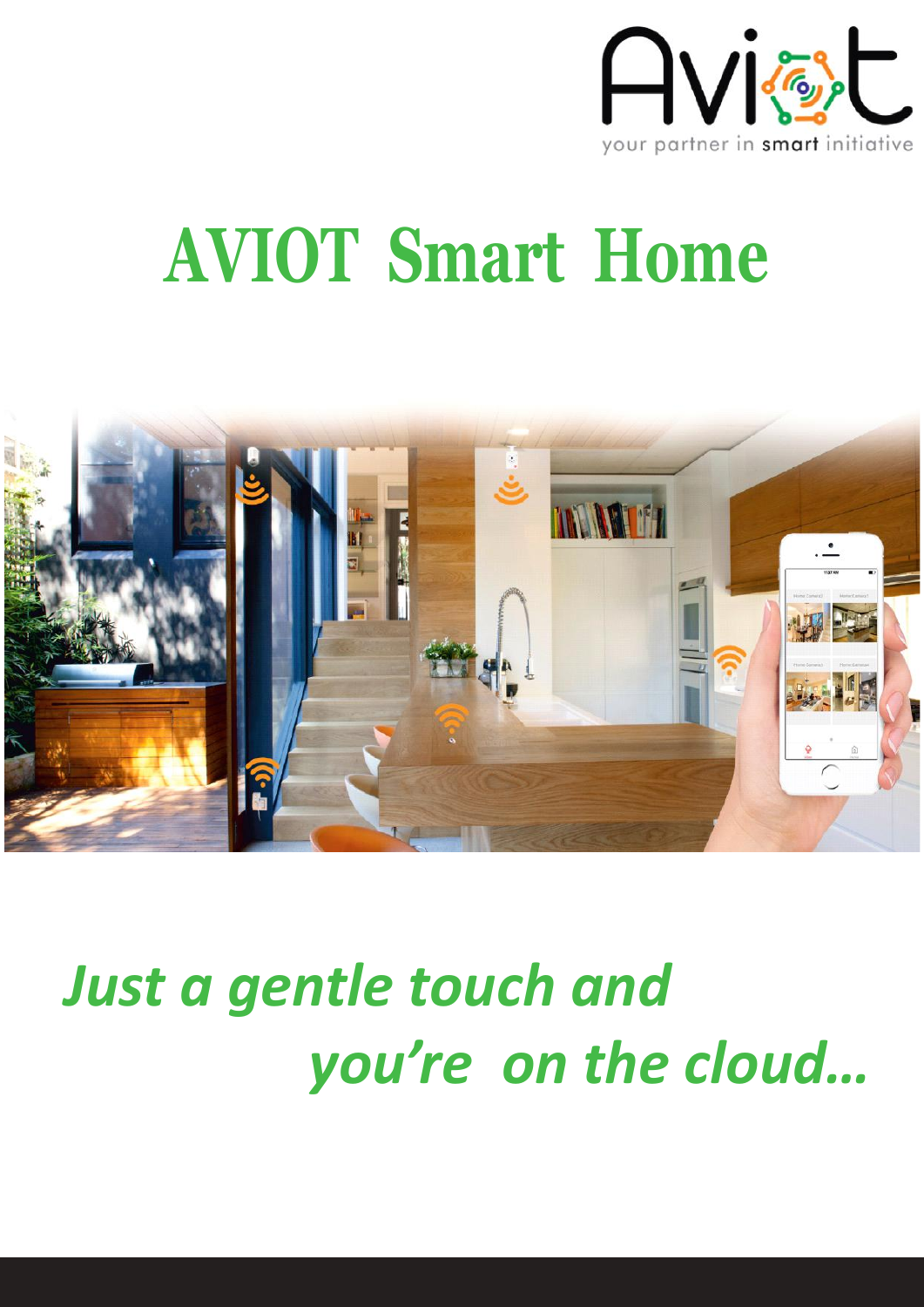Aviot
your partner in smart initiative

# AVIOT Smart Home

*Just a gentle touch and you’re on the cloud…*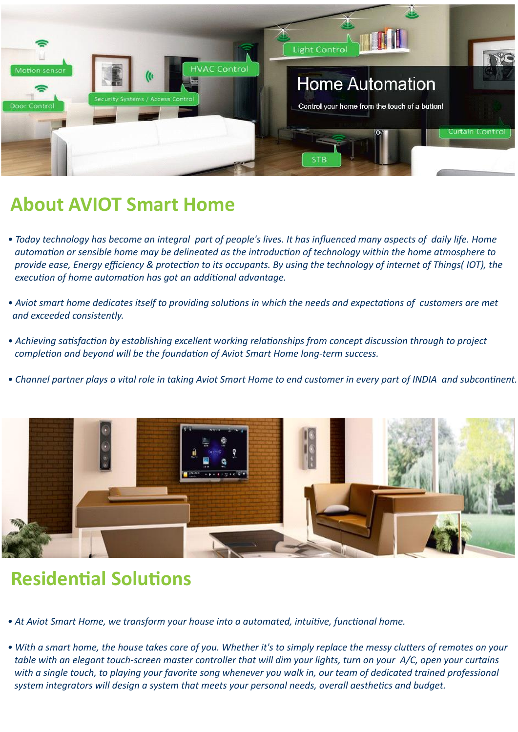## About AVIOT Smart Home

- *Today technology has become an integral part of people's lives. It has influenced many aspects of daily life. Home automation or sensible home may be delineated as the introduction of technology within the home atmosphere to provide ease, Energy efficiency & protection to its occupants. By using the technology of internet of Things( IOT), the execution of home automation has got an additional advantage.*

- *Aviot smart home dedicates itself to providing solutions in which the needs and expectations of customers are met and exceeded consistently.*

- *Achieving satisfaction by establishing excellent working relationships from concept discussion through to project completion and beyond will be the foundation of Aviot Smart Home long-term success.*

- *Channel partner plays a vital role in taking Aviot Smart Home to end customer in every part of INDIA and subcontinent.*

## Residential Solutions

- *At Aviot Smart Home, we transform your house into a automated, intuitive, functional home.*

- *With a smart home, the house takes care of you. Whether it's to simply replace the messy clutters of remotes on your table with an elegant touch-screen master controller that will dim your lights, turn on your A/C, open your curtains with a single touch, to playing your favorite song whenever you walk in, our team of dedicated trained professional system integrators will design a system that meets your personal needs, overall aesthetics and budget.*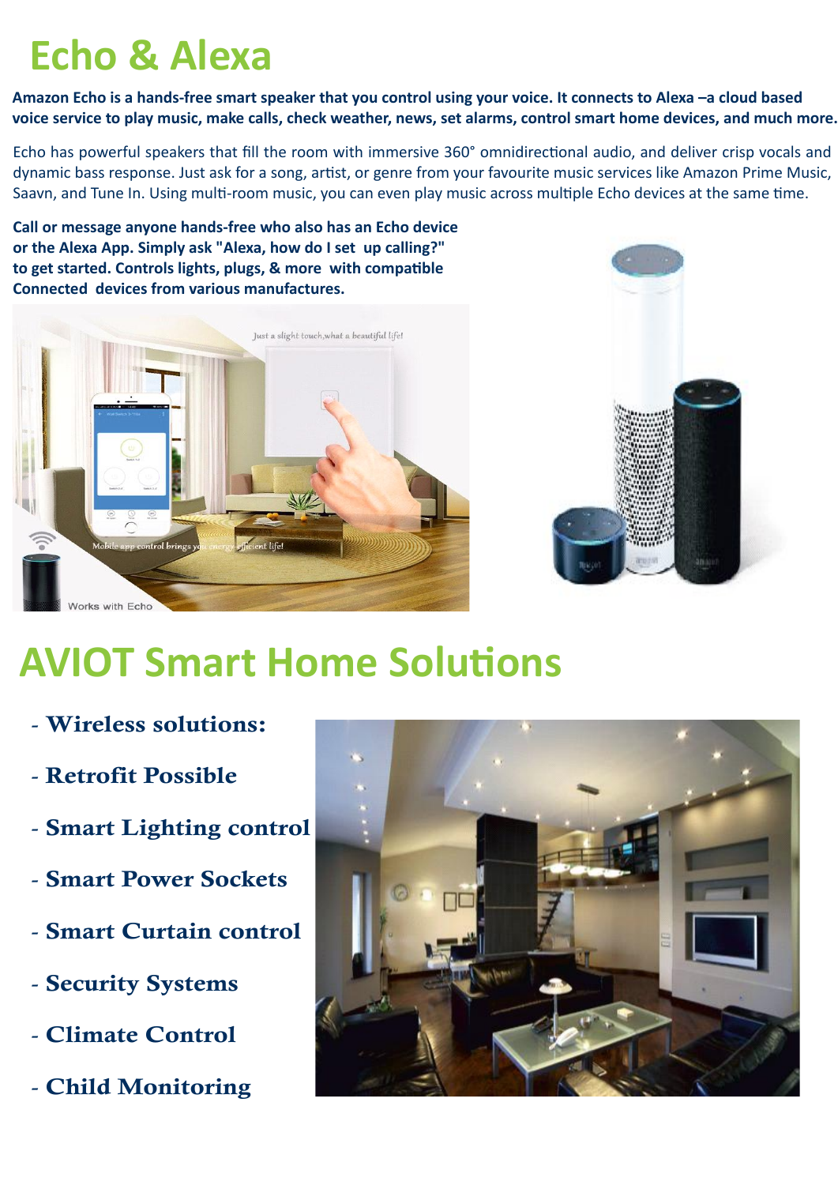# Echo & Alexa

**Amazon Echo is a hands-free smart speaker that you control using your voice. It connects to Alexa –a cloud based voice service to play music, make calls, check weather, news, set alarms, control smart home devices, and much more.**

Echo has powerful speakers that fill the room with immersive 360° omnidirectional audio, and deliver crisp vocals and dynamic bass response. Just ask for a song, artist, or genre from your favourite music services like Amazon Prime Music, Saavn, and Tune In. Using multi-room music, you can even play music across multiple Echo devices at the same time.

**Call or message anyone hands-free who also has an Echo device or the Alexa App. Simply ask "Alexa, how do I set up calling?" to get started. Controls lights, plugs, & more with compatible Connected devices from various manufactures.**

# AVIOT Smart Home Solutions

- **Wireless solutions:**
- **Retrofit Possible**
- **Smart Lighting control**
- **Smart Power Sockets**
- **Smart Curtain control**
- **Security Systems**
- **Climate Control**
- **Child Monitoring**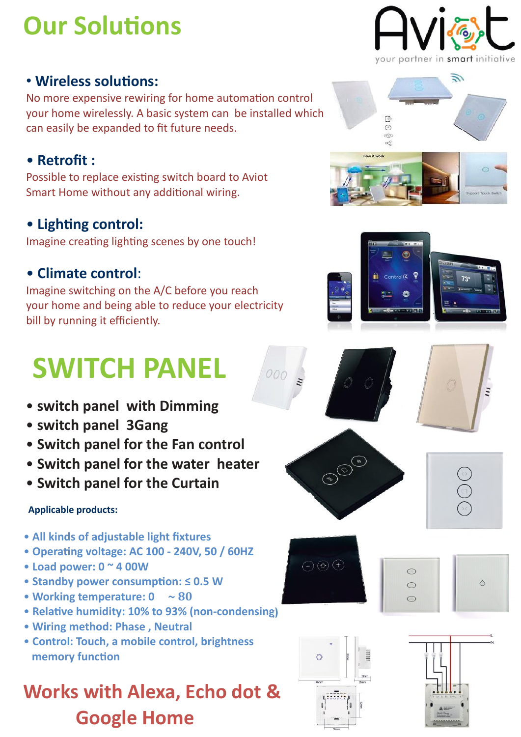# Our Solutions

Aviot
your partner in smart initiative

- **Wireless solutions:**
No more expensive rewiring for home automation control your home wirelessly. A basic system can be installed which can easily be expanded to fit future needs.

- **Retrofit :**
Possible to replace existing switch board to Aviot Smart Home without any additional wiring.

- **Lighting control:**
Imagine creating lighting scenes by one touch!

- **Climate control:**
Imagine switching on the A/C before you reach your home and being able to reduce your electricity bill by running it efficiently.

# SWITCH PANEL

- **switch panel with Dimming**
- **switch panel 3Gang**
- **Switch panel for the Fan control**
- **Switch panel for the water heater**
- **Switch panel for the Curtain**

**Applicable products:**

- **All kinds of adjustable light fixtures**
- **Operating voltage: AC 100 - 240V, 50 / 60HZ**
- **Load power: 0 ~ 4 00W**
- **Standby power consumption: ≤ 0.5 W**
- **Working temperature: 0 ~ 80**
- **Relative humidity: 10% to 93% (non-condensing)**
- **Wiring method: Phase , Neutral**
- **Control: Touch, a mobile control, brightness memory function**

## Works with Alexa, Echo dot & Google Home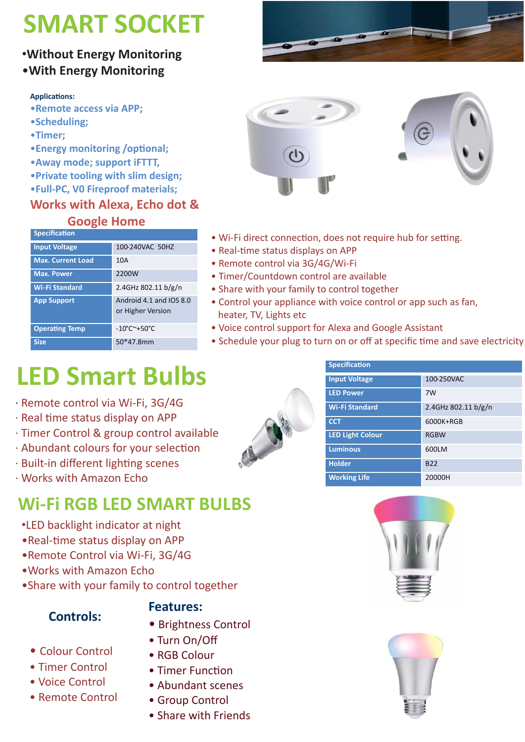# SMART SOCKET

- •Without Energy Monitoring
- •With Energy Monitoring

**Applications:**

- •Remote access via APP;
- •Scheduling;
- •Timer;
- •Energy monitoring /optional;
- •Away mode; support iFTTT,
- •Private tooling with slim design;
- •Full-PC, V0 Fireproof materials;

**Works with Alexa, Echo dot & Google Home**

| Specification | |
|---|---|
| Input Voltage | 100-240VAC 50HZ |
| Max. Current Load | 10A |
| Max. Power | 2200W |
| Wi-Fi Standard | 2.4GHz 802.11 b/g/n |
| App Support | Android 4.1 and IOS 8.0 or Higher Version |
| Operating Temp | -10℃~+50℃ |
| Size | 50*47.8mm |

- Wi-Fi direct connection, does not require hub for setting.
- Real-time status displays on APP
- Remote control via 3G/4G/Wi-Fi
- Timer/Countdown control are available
- Share with your family to control together
- Control your appliance with voice control or app such as fan, heater, TV, Lights etc
- Voice control support for Alexa and Google Assistant
- Schedule your plug to turn on or off at specific time and save electricity

# LED Smart Bulbs

- Remote control via Wi-Fi, 3G/4G
- Real time status display on APP
- Timer Control & group control available
- Abundant colours for your selection
- Built-in different lighting scenes
- Works with Amazon Echo

| Specification | |
|---|---|
| Input Voltage | 100-250VAC |
| LED Power | 7W |
| Wi-Fi Standard | 2.4GHz 802.11 b/g/n |
| CCT | 6000K+RGB |
| LED Light Colour | RGBW |
| Luminous | 600LM |
| Holder | B22 |
| Working Life | 20000H |

# Wi-Fi RGB LED SMART BULBS

- •LED backlight indicator at night
- •Real-time status display on APP
- •Remote Control via Wi-Fi, 3G/4G
- •Works with Amazon Echo
- •Share with your family to control together

## Controls:

- Colour Control
- Timer Control
- Voice Control
- Remote Control

## Features:

- Brightness Control
- Turn On/Off
- RGB Colour
- Timer Function
- Abundant scenes
- Group Control
- Share with Friends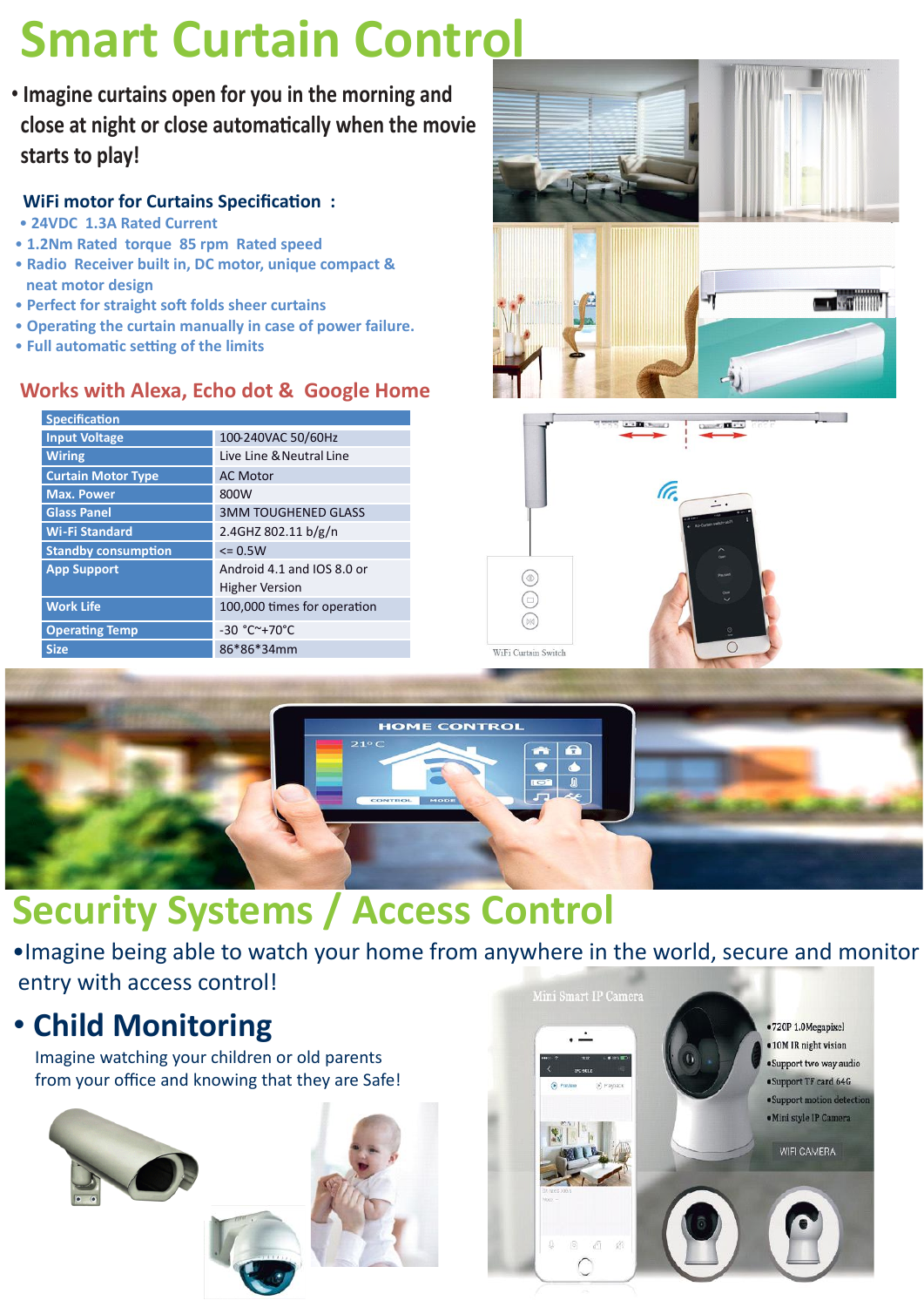# Smart Curtain Control

- Imagine curtains open for you in the morning and close at night or close automatically when the movie starts to play!

## WiFi motor for Curtains Specification :

- 24VDC 1.3A Rated Current
- 1.2Nm Rated torque 85 rpm Rated speed
- Radio Receiver built in, DC motor, unique compact & neat motor design
- Perfect for straight soft folds sheer curtains
- Operating the curtain manually in case of power failure.
- Full automatic setting of the limits

## Works with Alexa, Echo dot & Google Home

| Specification | |
|---|---|
| Input Voltage | 100-240VAC 50/60Hz |
| Wiring | Live Line & Neutral Line |
| Curtain Motor Type | AC Motor |
| Max. Power | 800W |
| Glass Panel | 3MM TOUGHENED GLASS |
| Wi-Fi Standard | 2.4GHZ 802.11 b/g/n |
| Standby consumption | <= 0.5W |
| App Support | Android 4.1 and IOS 8.0 or Higher Version |
| Work Life | 100,000 times for operation |
| Operating Temp | -30 °C~+70°C |
| Size | 86*86*34mm |

WiFi Curtain Switch

# Security Systems / Access Control

- Imagine being able to watch your home from anywhere in the world, secure and monitor entry with access control!

## Child Monitoring

Imagine watching your children or old parents from your office and knowing that they are Safe!

Mini Smart IP Camera

- 720P 1.0Megapixel
- 10M IR night vision
- Support two way audio
- Support TF card 64G
- Support motion detection
- Mini style IP Camera

WIFI CAMERA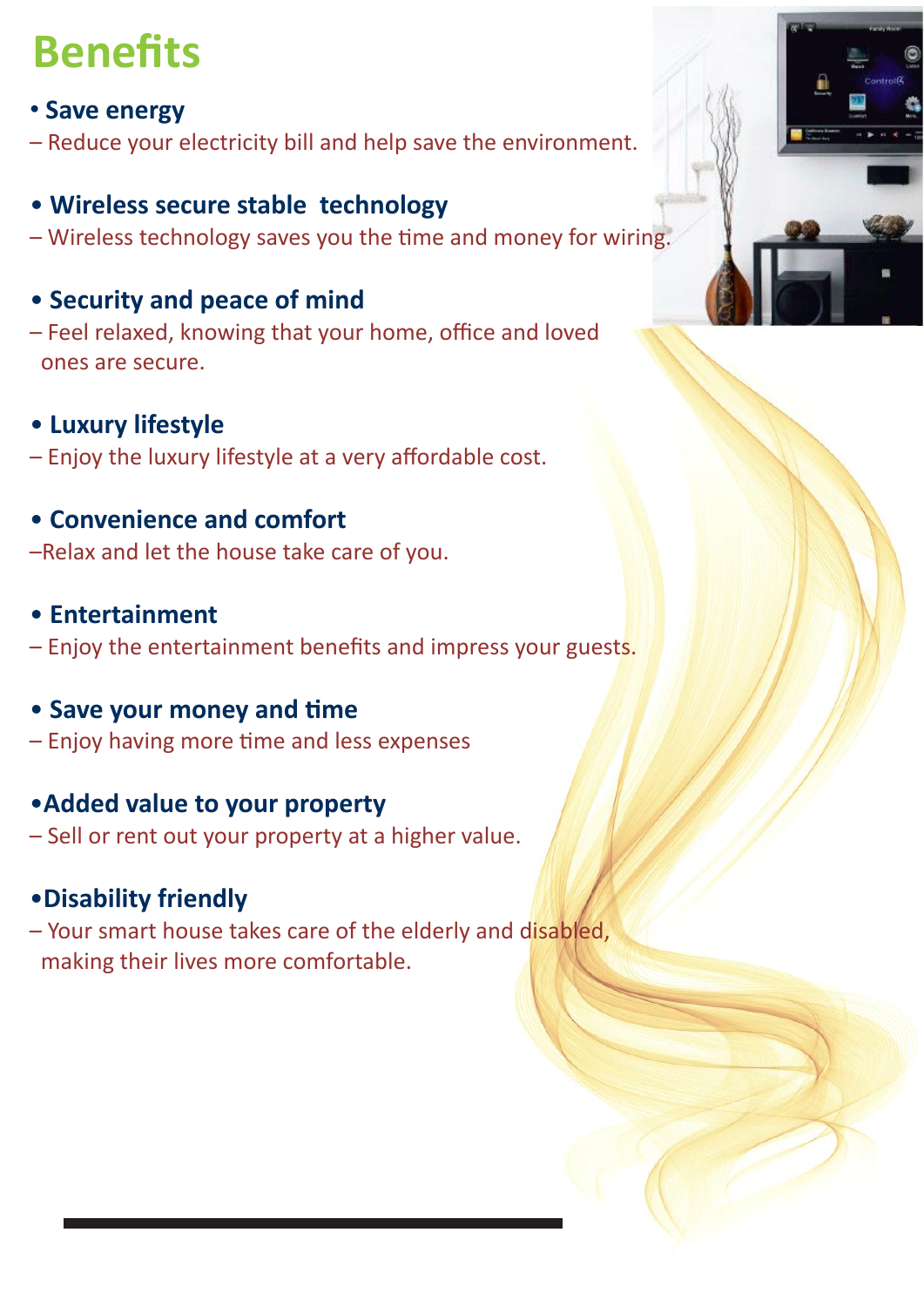# Benefits

- **Save energy**
  – Reduce your electricity bill and help save the environment.

- **Wireless secure stable technology**
  – Wireless technology saves you the time and money for wiring.

- **Security and peace of mind**
  – Feel relaxed, knowing that your home, office and loved ones are secure.

- **Luxury lifestyle**
  – Enjoy the luxury lifestyle at a very affordable cost.

- **Convenience and comfort**
  –Relax and let the house take care of you.

- **Entertainment**
  – Enjoy the entertainment benefits and impress your guests.

- **Save your money and time**
  – Enjoy having more time and less expenses

- **Added value to your property**
  – Sell or rent out your property at a higher value.

- **Disability friendly**
  – Your smart house takes care of the elderly and disabled, making their lives more comfortable.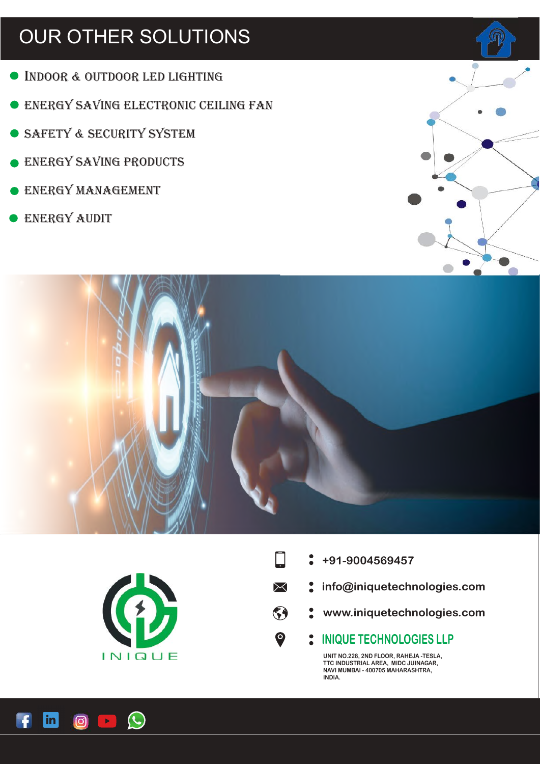# OUR OTHER SOLUTIONS

- INDOOR & OUTDOOR LED LIGHTING
- ENERGY SAVING ELECTRONIC CEILING FAN
- SAFETY & SECURITY SYSTEM
- ENERGY SAVING PRODUCTS
- ENERGY MANAGEMENT
- ENERGY AUDIT

INIQUE

: +91-9004569457

: info@iniquetechnologies.com

: www.iniquetechnologies.com

: **INIQUE TECHNOLOGIES LLP**

UNIT NO.228, 2ND FLOOR, RAHEJA -TESLA,
TTC INDUSTRIAL AREA, MIDC JUINAGAR,
NAVI MUMBAI - 400705 MAHARASHTRA,
INDIA.